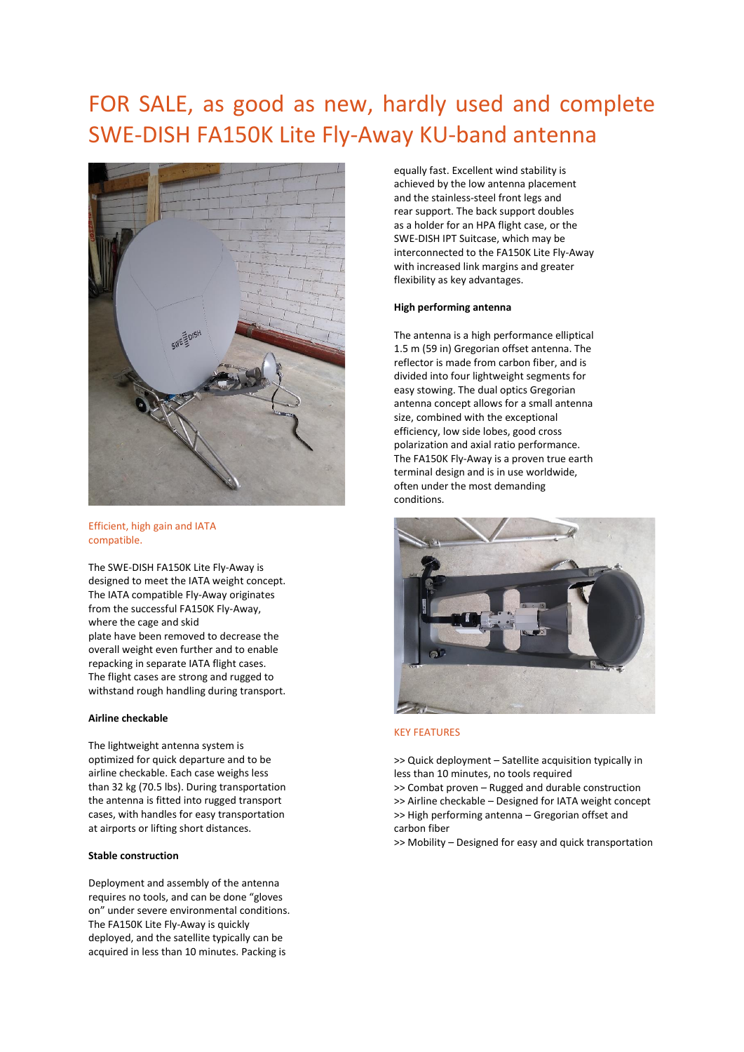# FOR SALE, as good as new, hardly used and complete SWE-DISH FA150K Lite Fly-Away KU-band antenna

Efficient, high gain and IATA compatible.

The SWE-DISH FA150K Lite Fly-Away is designed to meet the IATA weight concept. The IATA compatible Fly-Away originates from the successful FA150K Fly-Away, where the cage and skid plate have been removed to decrease the overall weight even further and to enable repacking in separate IATA flight cases. The flight cases are strong and rugged to withstand rough handling during transport.

**Airline checkable**

The lightweight antenna system is optimized for quick departure and to be airline checkable. Each case weighs less than 32 kg (70.5 lbs). During transportation the antenna is fitted into rugged transport cases, with handles for easy transportation at airports or lifting short distances.

**Stable construction**

Deployment and assembly of the antenna requires no tools, and can be done "gloves on" under severe environmental conditions. The FA150K Lite Fly-Away is quickly deployed, and the satellite typically can be acquired in less than 10 minutes. Packing is equally fast. Excellent wind stability is achieved by the low antenna placement and the stainless-steel front legs and rear support. The back support doubles as a holder for an HPA flight case, or the SWE-DISH IPT Suitcase, which may be interconnected to the FA150K Lite Fly-Away with increased link margins and greater flexibility as key advantages.

**High performing antenna**

The antenna is a high performance elliptical 1.5 m (59 in) Gregorian offset antenna. The reflector is made from carbon fiber, and is divided into four lightweight segments for easy stowing. The dual optics Gregorian antenna concept allows for a small antenna size, combined with the exceptional efficiency, low side lobes, good cross polarization and axial ratio performance. The FA150K Fly-Away is a proven true earth terminal design and is in use worldwide, often under the most demanding conditions.

KEY FEATURES

>> Quick deployment – Satellite acquisition typically in less than 10 minutes, no tools required
>> Combat proven – Rugged and durable construction
>> Airline checkable – Designed for IATA weight concept
>> High performing antenna – Gregorian offset and carbon fiber
>> Mobility – Designed for easy and quick transportation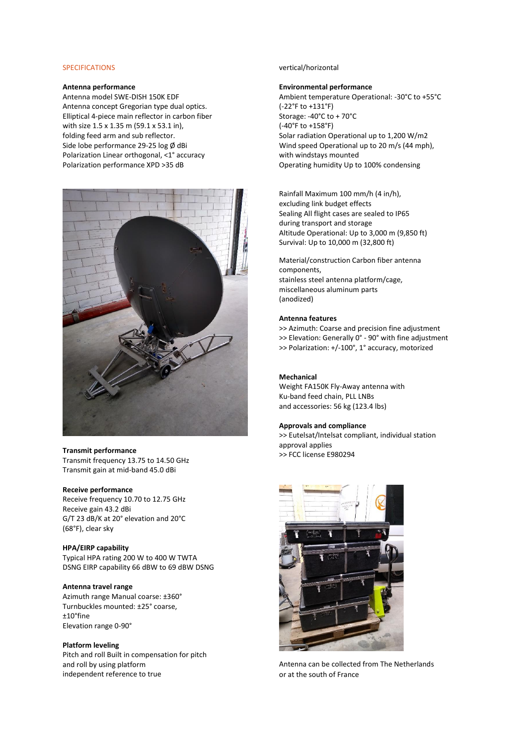SPECIFICATIONS

**Antenna performance**
Antenna model SWE-DISH 150K EDF
Antenna concept Gregorian type dual optics.
Elliptical 4-piece main reflector in carbon fiber with size 1.5 x 1.35 m (59.1 x 53.1 in), folding feed arm and sub reflector.
Side lobe performance 29-25 log Ø dBi
Polarization Linear orthogonal, <1° accuracy
Polarization performance XPD >35 dB

**Transmit performance**
Transmit frequency 13.75 to 14.50 GHz
Transmit gain at mid-band 45.0 dBi

**Receive performance**
Receive frequency 10.70 to 12.75 GHz
Receive gain 43.2 dBi
G/T 23 dB/K at 20° elevation and 20°C (68°F), clear sky

**HPA/EIRP capability**
Typical HPA rating 200 W to 400 W TWTA
DSNG EIRP capability 66 dBW to 69 dBW DSNG

**Antenna travel range**
Azimuth range Manual coarse: ±360°
Turnbuckles mounted: ±25° coarse, ±10°fine
Elevation range 0-90°

**Platform leveling**
Pitch and roll Built in compensation for pitch and roll by using platform independent reference to true vertical/horizontal

**Environmental performance**
Ambient temperature Operational: -30°C to +55°C (-22°F to +131°F)
Storage: -40°C to + 70°C (-40°F to +158°F)
Solar radiation Operational up to 1,200 W/m2
Wind speed Operational up to 20 m/s (44 mph), with windstays mounted
Operating humidity Up to 100% condensing

Rainfall Maximum 100 mm/h (4 in/h), excluding link budget effects
Sealing All flight cases are sealed to IP65 during transport and storage
Altitude Operational: Up to 3,000 m (9,850 ft)
Survival: Up to 10,000 m (32,800 ft)

Material/construction Carbon fiber antenna components, stainless steel antenna platform/cage, miscellaneous aluminum parts (anodized)

**Antenna features**
>> Azimuth: Coarse and precision fine adjustment
>> Elevation: Generally 0° - 90° with fine adjustment
>> Polarization: +/-100°, 1° accuracy, motorized

**Mechanical**
Weight FA150K Fly-Away antenna with Ku-band feed chain, PLL LNBs and accessories: 56 kg (123.4 lbs)

**Approvals and compliance**
>> Eutelsat/Intelsat compliant, individual station approval applies
>> FCC license E980294

Antenna can be collected from The Netherlands or at the south of France